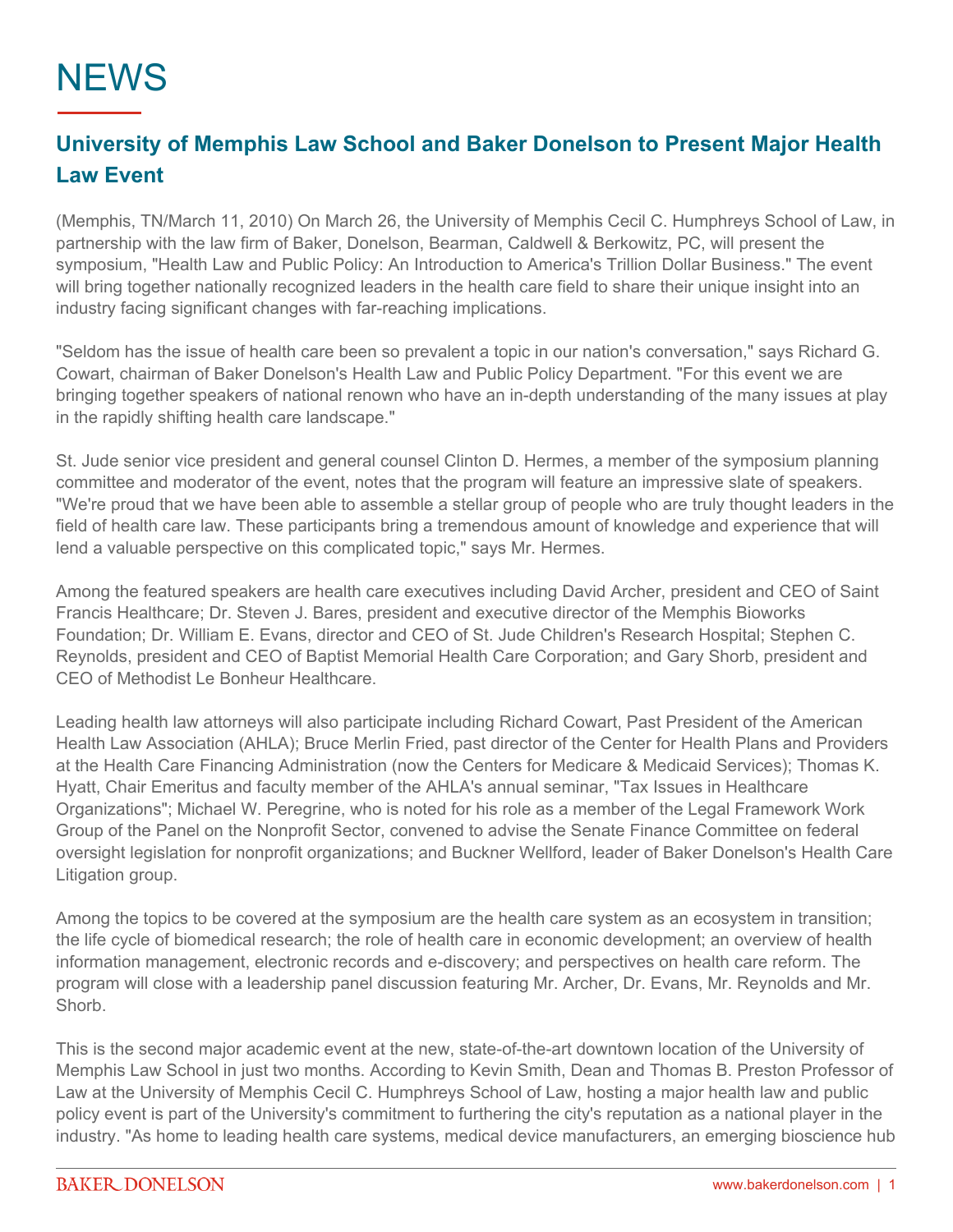# NEWS

## University of Memphis Law School and Baker Donelson to Present Major Health Law Event

(Memphis, TN/March 11, 2010) On March 26, the University of Memphis Cecil C. Humphreys School of Law, in partnership with the law firm of Baker, Donelson, Bearman, Caldwell & Berkowitz, PC, will present the symposium, "Health Law and Public Policy: An Introduction to America's Trillion Dollar Business." The event will bring together nationally recognized leaders in the health care field to share their unique insight into an industry facing significant changes with far-reaching implications.

"Seldom has the issue of health care been so prevalent a topic in our nation's conversation," says Richard G. Cowart, chairman of Baker Donelson's Health Law and Public Policy Department. "For this event we are bringing together speakers of national renown who have an in-depth understanding of the many issues at play in the rapidly shifting health care landscape."

St. Jude senior vice president and general counsel Clinton D. Hermes, a member of the symposium planning committee and moderator of the event, notes that the program will feature an impressive slate of speakers. "We're proud that we have been able to assemble a stellar group of people who are truly thought leaders in the field of health care law. These participants bring a tremendous amount of knowledge and experience that will lend a valuable perspective on this complicated topic," says Mr. Hermes.

Among the featured speakers are health care executives including David Archer, president and CEO of Saint Francis Healthcare; Dr. Steven J. Bares, president and executive director of the Memphis Bioworks Foundation; Dr. William E. Evans, director and CEO of St. Jude Children's Research Hospital; Stephen C. Reynolds, president and CEO of Baptist Memorial Health Care Corporation; and Gary Shorb, president and CEO of Methodist Le Bonheur Healthcare.

Leading health law attorneys will also participate including Richard Cowart, Past President of the American Health Law Association (AHLA); Bruce Merlin Fried, past director of the Center for Health Plans and Providers at the Health Care Financing Administration (now the Centers for Medicare & Medicaid Services); Thomas K. Hyatt, Chair Emeritus and faculty member of the AHLA's annual seminar, "Tax Issues in Healthcare Organizations"; Michael W. Peregrine, who is noted for his role as a member of the Legal Framework Work Group of the Panel on the Nonprofit Sector, convened to advise the Senate Finance Committee on federal oversight legislation for nonprofit organizations; and Buckner Wellford, leader of Baker Donelson's Health Care Litigation group.

Among the topics to be covered at the symposium are the health care system as an ecosystem in transition; the life cycle of biomedical research; the role of health care in economic development; an overview of health information management, electronic records and e-discovery; and perspectives on health care reform. The program will close with a leadership panel discussion featuring Mr. Archer, Dr. Evans, Mr. Reynolds and Mr. Shorb.

This is the second major academic event at the new, state-of-the-art downtown location of the University of Memphis Law School in just two months. According to Kevin Smith, Dean and Thomas B. Preston Professor of Law at the University of Memphis Cecil C. Humphreys School of Law, hosting a major health law and public policy event is part of the University's commitment to furthering the city's reputation as a national player in the industry. "As home to leading health care systems, medical device manufacturers, an emerging bioscience hub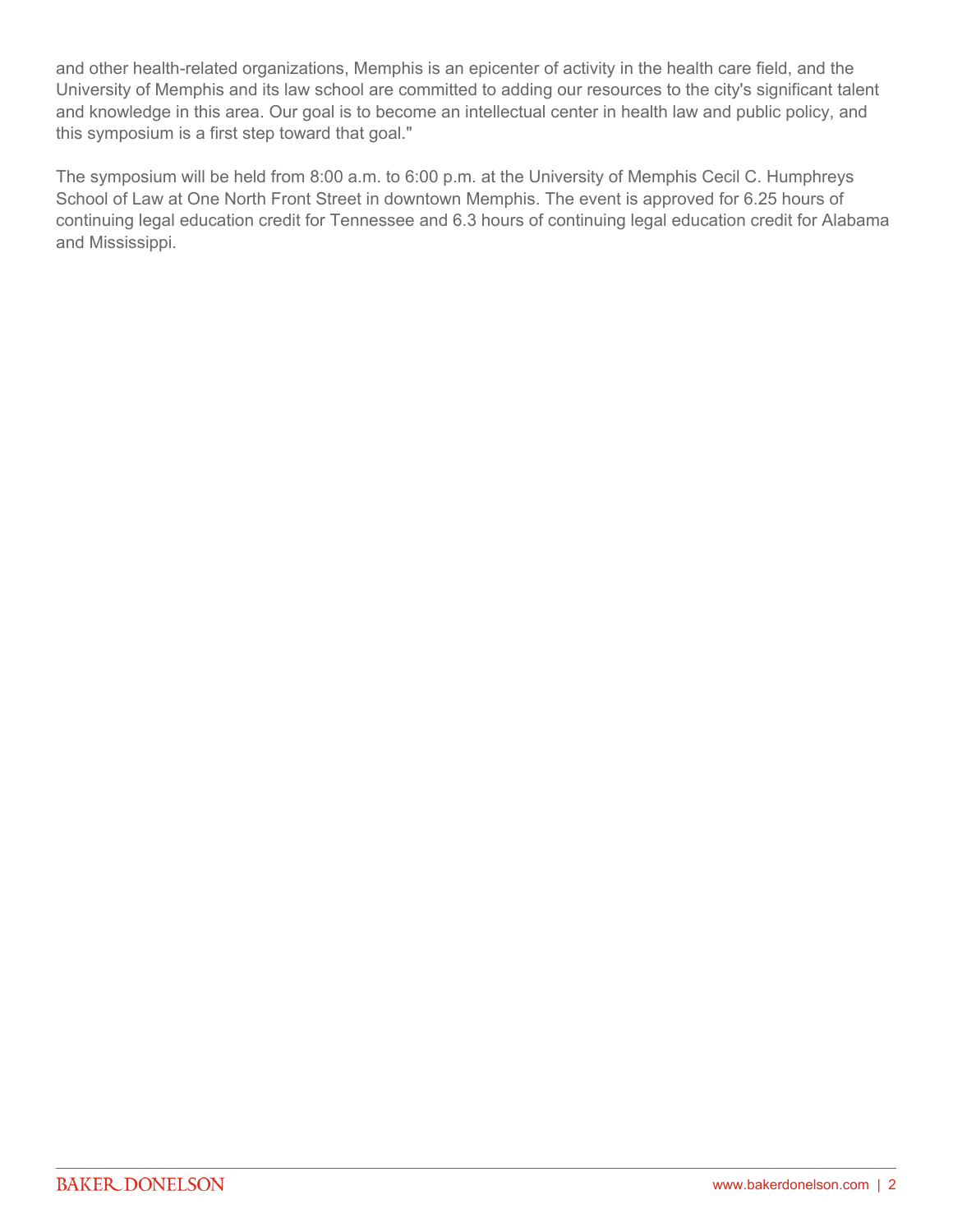and other health-related organizations, Memphis is an epicenter of activity in the health care field, and the University of Memphis and its law school are committed to adding our resources to the city's significant talent and knowledge in this area. Our goal is to become an intellectual center in health law and public policy, and this symposium is a first step toward that goal."

The symposium will be held from 8:00 a.m. to 6:00 p.m. at the University of Memphis Cecil C. Humphreys School of Law at One North Front Street in downtown Memphis. The event is approved for 6.25 hours of continuing legal education credit for Tennessee and 6.3 hours of continuing legal education credit for Alabama and Mississippi.